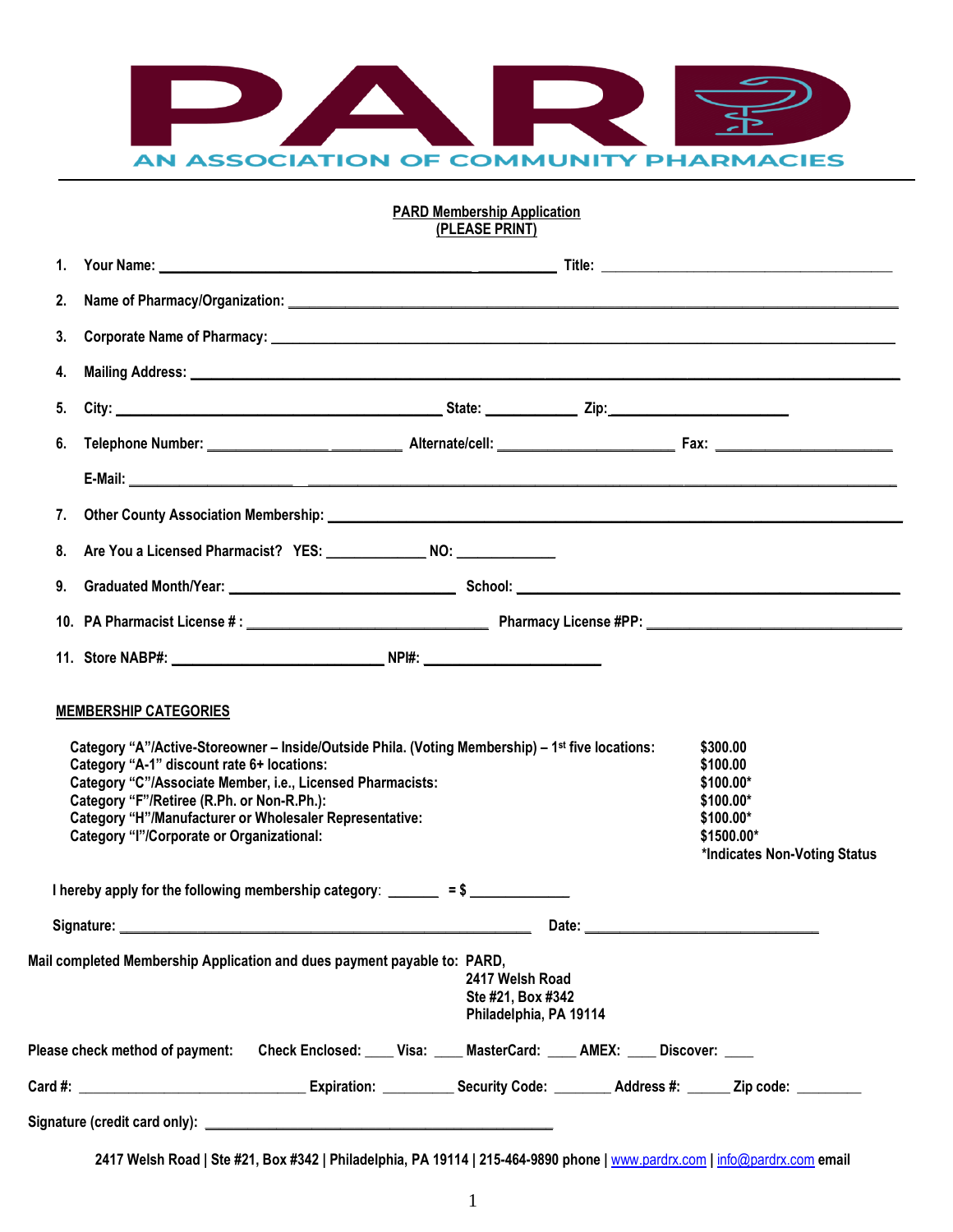# PARD

AN ASSOCIATION OF COMMUNITY PHARMACIES

**PARD Membership Application**
**(PLEASE PRINT)**

1. Your Name: ______________________________ Title: ______________________
2. Name of Pharmacy/Organization: ______________________________________________
3. Corporate Name of Pharmacy: ______________________________________________
4. Mailing Address: ______________________________________________
5. City: ______________________ State: __________ Zip: ______________
6. Telephone Number: ______________________ Alternate/cell: ______________ Fax: ______________

   E-Mail: ______________________________________________
7. Other County Association Membership: ______________________________________________
8. Are You a Licensed Pharmacist? YES: __________ NO: __________
9. Graduated Month/Year: ______________________ School: ______________________
10. PA Pharmacist License # : ______________________ Pharmacy License #PP: ______________________
11. Store NABP#: ______________________ NPI#: ______________________

**MEMBERSHIP CATEGORIES**

| | |
|---|---|
| Category "A"/Active-Storeowner – Inside/Outside Phila. (Voting Membership) – 1st five locations: | $300.00 |
| Category "A-1" discount rate 6+ locations: | $100.00 |
| Category "C"/Associate Member, i.e., Licensed Pharmacists: | $100.00* |
| Category "F"/Retiree (R.Ph. or Non-R.Ph.): | $100.00* |
| Category "H"/Manufacturer or Wholesaler Representative: | $100.00* |
| Category "I"/Corporate or Organizational: | $1500.00* |
| | *Indicates Non-Voting Status |

I hereby apply for the following membership category: _______ = $ ____________

Signature: ______________________________ Date: ______________________

Mail completed Membership Application and dues payment payable to: PARD,
2417 Welsh Road
Ste #21, Box #342
Philadelphia, PA 19114

Please check method of payment: Check Enclosed: ____ Visa: ____ MasterCard: ____ AMEX: ____ Discover: ____

Card #: ______________________ Expiration: _________ Security Code: ________ Address #: ______ Zip code: ________

Signature (credit card only): ______________________________

2417 Welsh Road | Ste #21, Box #342 | Philadelphia, PA 19114 | 215-464-9890 phone | www.pardrx.com | info@pardrx.com email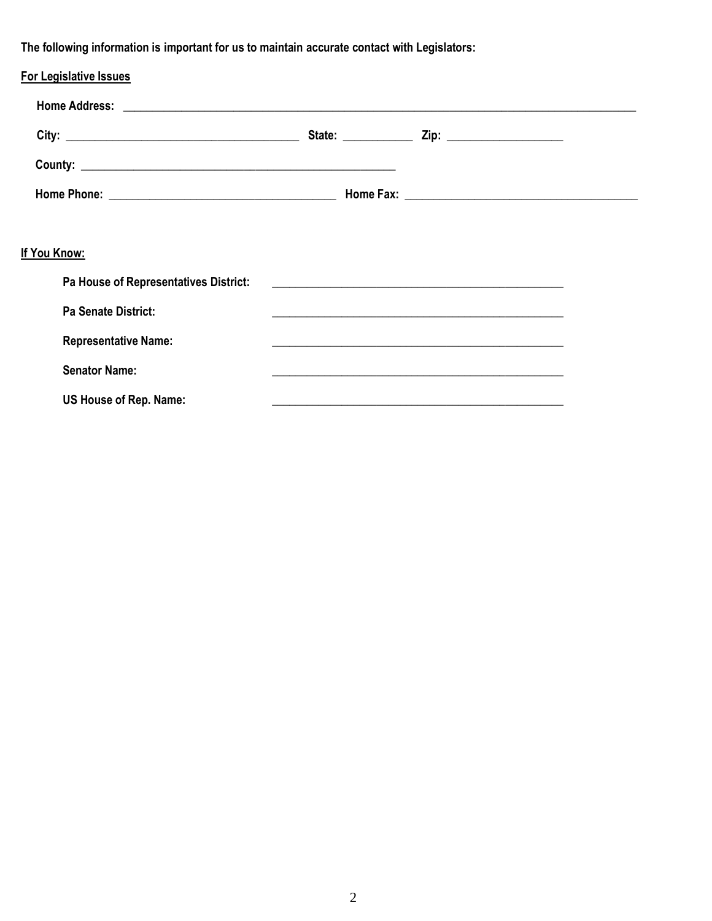**The following information is important for us to maintain accurate contact with Legislators:**

**For Legislative Issues**

**Home Address:** ______________________________________________________________________________

**City:** ____________________________________ **State:** ___________ **Zip:** __________________

**County:** ________________________________________________

**Home Phone:** ___________________________________ **Home Fax:** ___________________________________

**If You Know:**

**Pa House of Representatives District:** _____________________________________________

**Pa Senate District:** _____________________________________________

**Representative Name:** _____________________________________________

**Senator Name:** _____________________________________________

**US House of Rep. Name:** _____________________________________________